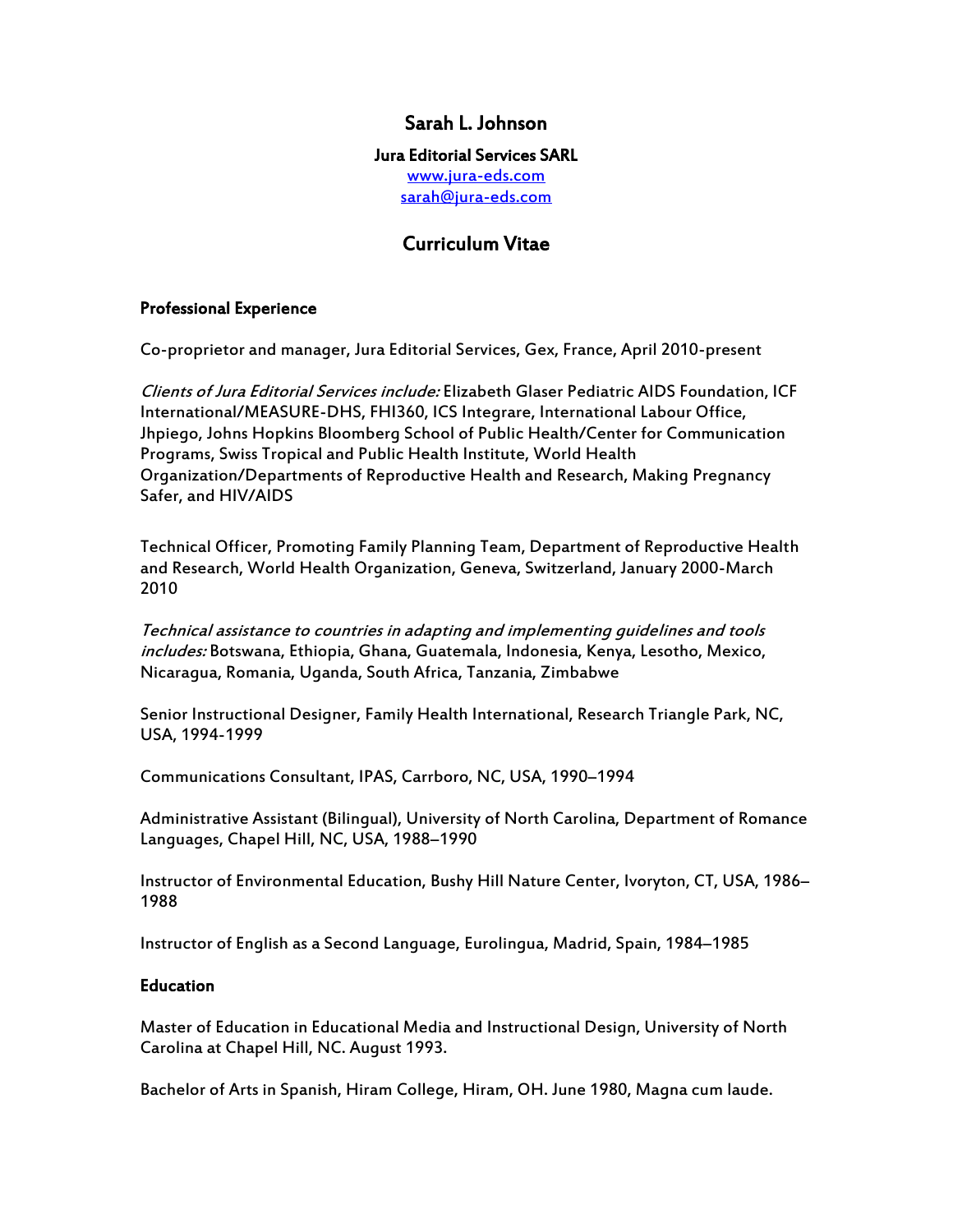# Sarah L. Johnson

**Jura Editorial Services SARL**

[www.jura-eds.com](http://www.jura-eds.com)

[sarah@jura-eds.com](mailto:sarah@jura-eds.com)

## Curriculum Vitae

### Professional Experience

Co-proprietor and manager, Jura Editorial Services, Gex, France, April 2010-present

*Clients of Jura Editorial Services include:* Elizabeth Glaser Pediatric AIDS Foundation, ICF International/MEASURE-DHS, FHI360, ICS Integrare, International Labour Office, Jhpiego, Johns Hopkins Bloomberg School of Public Health/Center for Communication Programs, Swiss Tropical and Public Health Institute, World Health Organization/Departments of Reproductive Health and Research, Making Pregnancy Safer, and HIV/AIDS

Technical Officer, Promoting Family Planning Team, Department of Reproductive Health and Research, World Health Organization, Geneva, Switzerland, January 2000-March 2010

*Technical assistance to countries in adapting and implementing guidelines and tools includes:* Botswana, Ethiopia, Ghana, Guatemala, Indonesia, Kenya, Lesotho, Mexico, Nicaragua, Romania, Uganda, South Africa, Tanzania, Zimbabwe

Senior Instructional Designer, Family Health International, Research Triangle Park, NC, USA, 1994-1999

Communications Consultant, IPAS, Carrboro, NC, USA, 1990–1994

Administrative Assistant (Bilingual), University of North Carolina, Department of Romance Languages, Chapel Hill, NC, USA, 1988–1990

Instructor of Environmental Education, Bushy Hill Nature Center, Ivoryton, CT, USA, 1986–1988

Instructor of English as a Second Language, Eurolingua, Madrid, Spain, 1984–1985

### Education

Master of Education in Educational Media and Instructional Design, University of North Carolina at Chapel Hill, NC. August 1993.

Bachelor of Arts in Spanish, Hiram College, Hiram, OH. June 1980, Magna cum laude.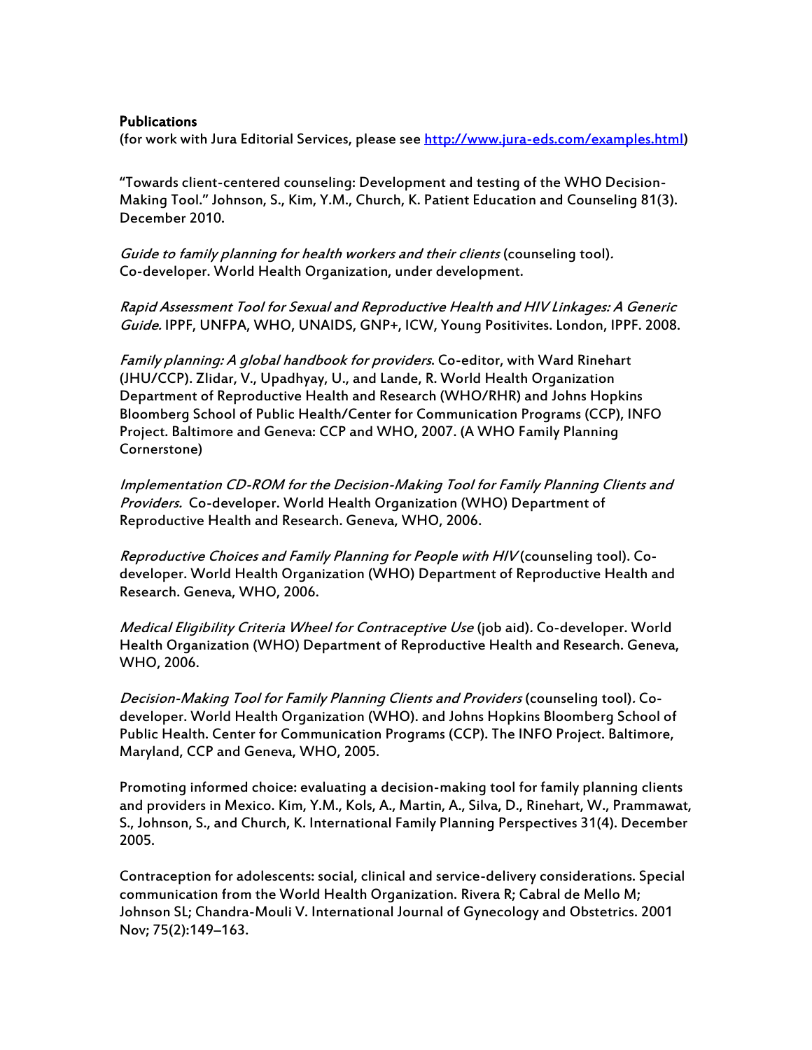**Publications**

(for work with Jura Editorial Services, please see [http://www.jura-eds.com/examples.html](http://www.jura-eds.com/examples.html))

"Towards client-centered counseling: Development and testing of the WHO Decision-Making Tool." Johnson, S., Kim, Y.M., Church, K. Patient Education and Counseling 81(3). December 2010.

*Guide to family planning for health workers and their clients* (counseling tool). Co-developer. World Health Organization, under development.

*Rapid Assessment Tool for Sexual and Reproductive Health and HIV Linkages: A Generic Guide.* IPPF, UNFPA, WHO, UNAIDS, GNP+, ICW, Young Positivites. London, IPPF. 2008.

*Family planning: A global handbook for providers*. Co-editor, with Ward Rinehart (JHU/CCP). Zlidar, V., Upadhyay, U., and Lande, R. World Health Organization Department of Reproductive Health and Research (WHO/RHR) and Johns Hopkins Bloomberg School of Public Health/Center for Communication Programs (CCP), INFO Project. Baltimore and Geneva: CCP and WHO, 2007. (A WHO Family Planning Cornerstone)

*Implementation CD-ROM for the Decision-Making Tool for Family Planning Clients and Providers.* Co-developer. World Health Organization (WHO) Department of Reproductive Health and Research. Geneva, WHO, 2006.

*Reproductive Choices and Family Planning for People with HIV* (counseling tool). Co-developer. World Health Organization (WHO) Department of Reproductive Health and Research. Geneva, WHO, 2006.

*Medical Eligibility Criteria Wheel for Contraceptive Use* (job aid). Co-developer. World Health Organization (WHO) Department of Reproductive Health and Research. Geneva, WHO, 2006.

*Decision-Making Tool for Family Planning Clients and Providers* (counseling tool). Co-developer. World Health Organization (WHO). and Johns Hopkins Bloomberg School of Public Health. Center for Communication Programs (CCP). The INFO Project. Baltimore, Maryland, CCP and Geneva, WHO, 2005.

Promoting informed choice: evaluating a decision-making tool for family planning clients and providers in Mexico. Kim, Y.M., Kols, A., Martin, A., Silva, D., Rinehart, W., Prammawat, S., Johnson, S., and Church, K. International Family Planning Perspectives 31(4). December 2005.

Contraception for adolescents: social, clinical and service-delivery considerations. Special communication from the World Health Organization. Rivera R; Cabral de Mello M; Johnson SL; Chandra-Mouli V. International Journal of Gynecology and Obstetrics. 2001 Nov; 75(2):149–163.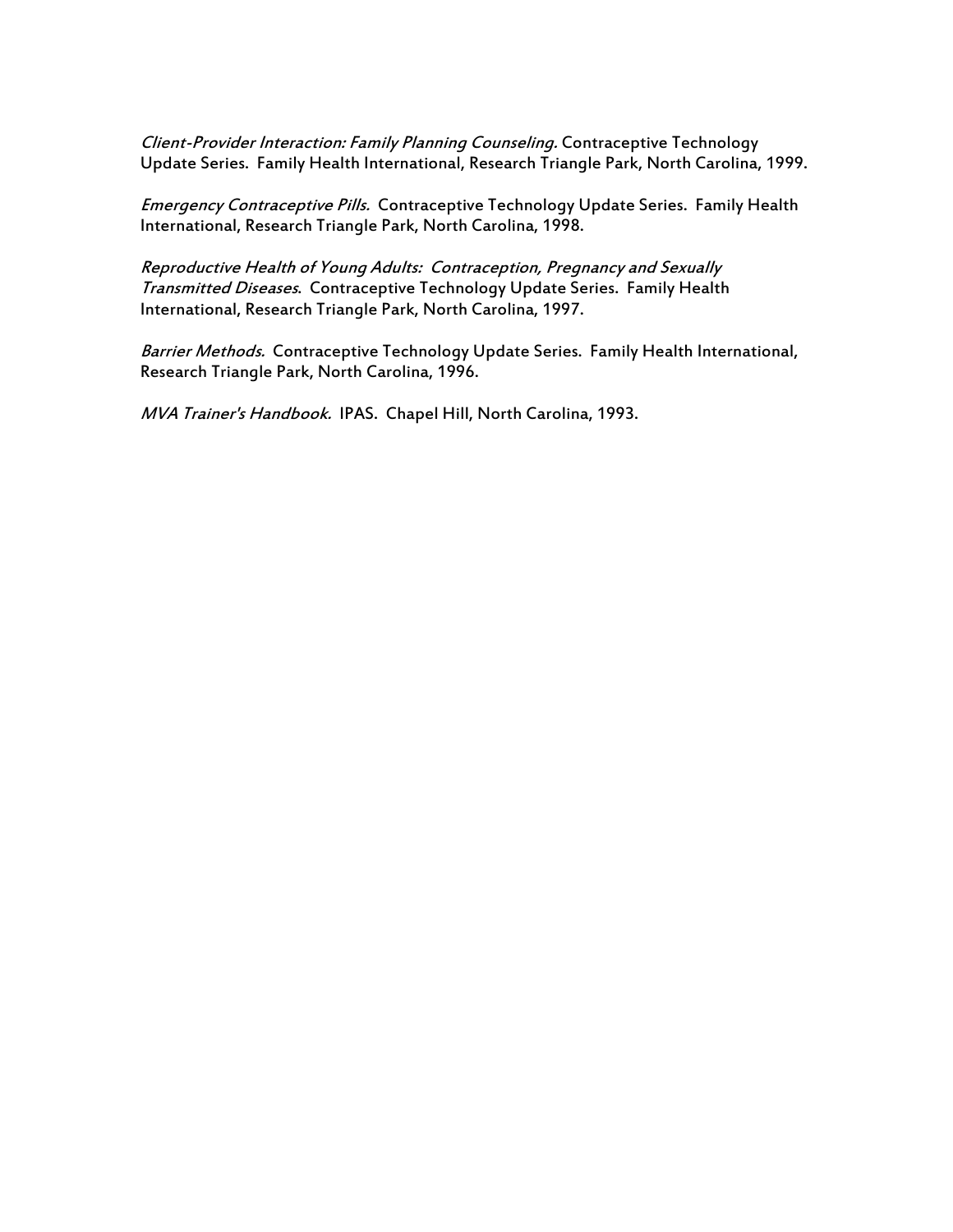*Client-Provider Interaction: Family Planning Counseling.* Contraceptive Technology Update Series. Family Health International, Research Triangle Park, North Carolina, 1999.

*Emergency Contraceptive Pills.* Contraceptive Technology Update Series. Family Health International, Research Triangle Park, North Carolina, 1998.

*Reproductive Health of Young Adults: Contraception, Pregnancy and Sexually Transmitted Diseases*. Contraceptive Technology Update Series. Family Health International, Research Triangle Park, North Carolina, 1997.

*Barrier Methods.* Contraceptive Technology Update Series. Family Health International, Research Triangle Park, North Carolina, 1996.

*MVA Trainer's Handbook.* IPAS. Chapel Hill, North Carolina, 1993.